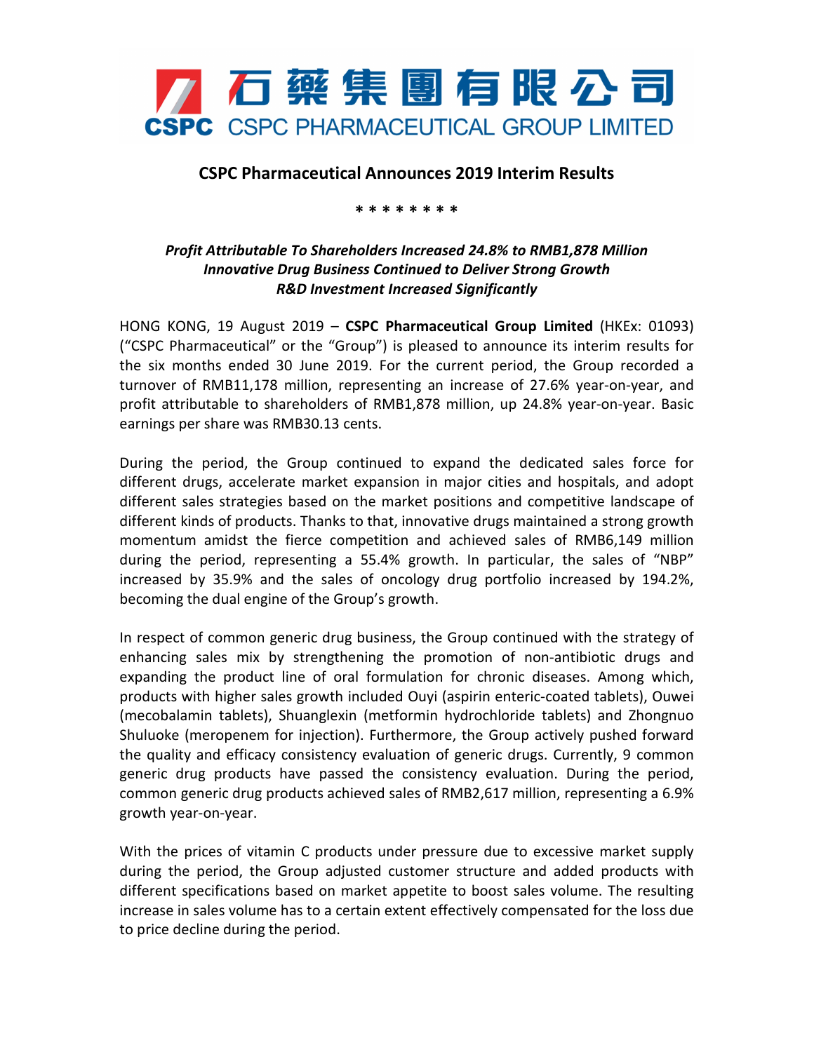石藥集團有限公司
CSPC CSPC PHARMACEUTICAL GROUP LIMITED

# CSPC Pharmaceutical Announces 2019 Interim Results

\* \* \* \* \* \* \* \*

***Profit Attributable To Shareholders Increased 24.8% to RMB1,878 Million***
***Innovative Drug Business Continued to Deliver Strong Growth***
***R&D Investment Increased Significantly***

HONG KONG, 19 August 2019 – **CSPC Pharmaceutical Group Limited** (HKEx: 01093) ("CSPC Pharmaceutical" or the "Group") is pleased to announce its interim results for the six months ended 30 June 2019. For the current period, the Group recorded a turnover of RMB11,178 million, representing an increase of 27.6% year-on-year, and profit attributable to shareholders of RMB1,878 million, up 24.8% year-on-year. Basic earnings per share was RMB30.13 cents.

During the period, the Group continued to expand the dedicated sales force for different drugs, accelerate market expansion in major cities and hospitals, and adopt different sales strategies based on the market positions and competitive landscape of different kinds of products. Thanks to that, innovative drugs maintained a strong growth momentum amidst the fierce competition and achieved sales of RMB6,149 million during the period, representing a 55.4% growth. In particular, the sales of "NBP" increased by 35.9% and the sales of oncology drug portfolio increased by 194.2%, becoming the dual engine of the Group's growth.

In respect of common generic drug business, the Group continued with the strategy of enhancing sales mix by strengthening the promotion of non-antibiotic drugs and expanding the product line of oral formulation for chronic diseases. Among which, products with higher sales growth included Ouyi (aspirin enteric-coated tablets), Ouwei (mecobalamin tablets), Shuanglexin (metformin hydrochloride tablets) and Zhongnuo Shuluoke (meropenem for injection). Furthermore, the Group actively pushed forward the quality and efficacy consistency evaluation of generic drugs. Currently, 9 common generic drug products have passed the consistency evaluation. During the period, common generic drug products achieved sales of RMB2,617 million, representing a 6.9% growth year-on-year.

With the prices of vitamin C products under pressure due to excessive market supply during the period, the Group adjusted customer structure and added products with different specifications based on market appetite to boost sales volume. The resulting increase in sales volume has to a certain extent effectively compensated for the loss due to price decline during the period.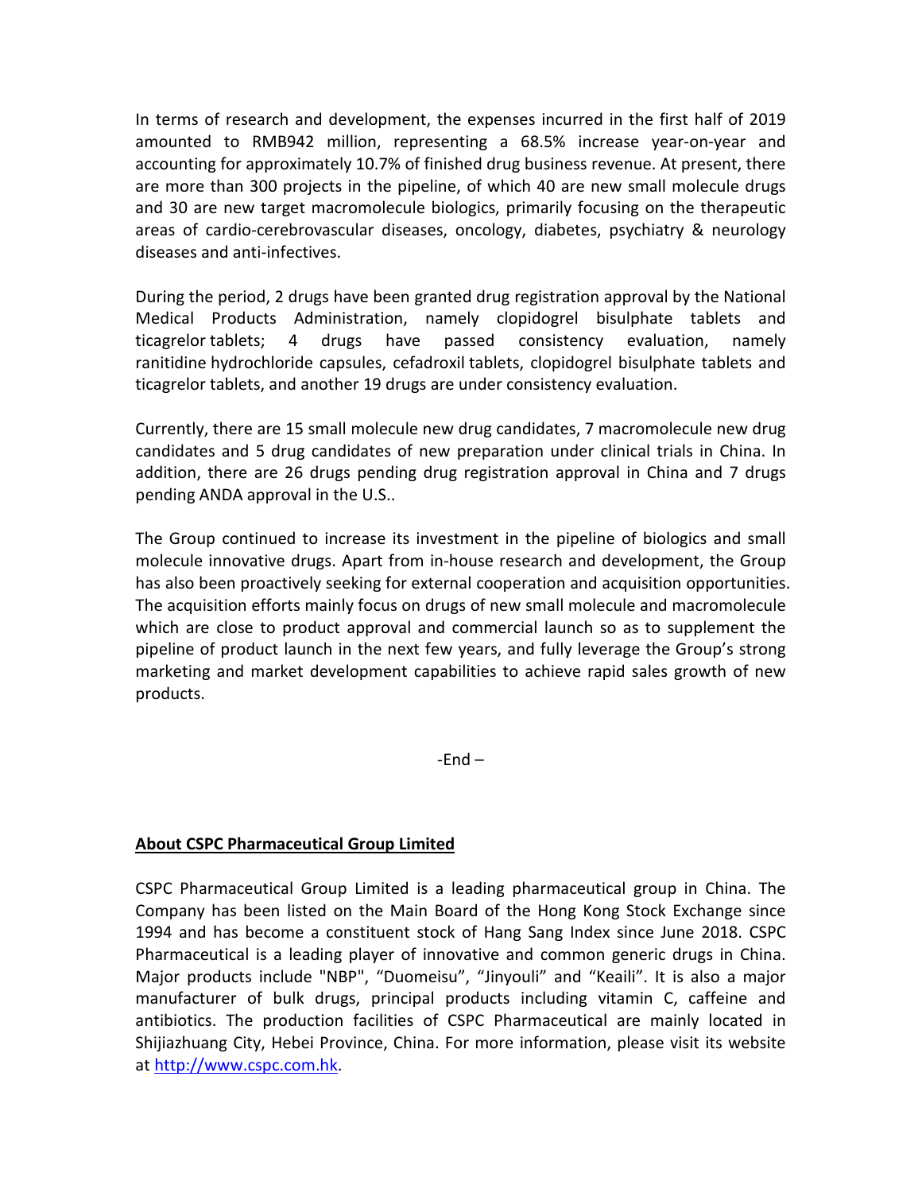In terms of research and development, the expenses incurred in the first half of 2019 amounted to RMB942 million, representing a 68.5% increase year-on-year and accounting for approximately 10.7% of finished drug business revenue. At present, there are more than 300 projects in the pipeline, of which 40 are new small molecule drugs and 30 are new target macromolecule biologics, primarily focusing on the therapeutic areas of cardio-cerebrovascular diseases, oncology, diabetes, psychiatry & neurology diseases and anti-infectives.

During the period, 2 drugs have been granted drug registration approval by the National Medical Products Administration, namely clopidogrel bisulphate tablets and ticagrelor tablets; 4 drugs have passed consistency evaluation, namely ranitidine hydrochloride capsules, cefadroxil tablets, clopidogrel bisulphate tablets and ticagrelor tablets, and another 19 drugs are under consistency evaluation.

Currently, there are 15 small molecule new drug candidates, 7 macromolecule new drug candidates and 5 drug candidates of new preparation under clinical trials in China. In addition, there are 26 drugs pending drug registration approval in China and 7 drugs pending ANDA approval in the U.S..

The Group continued to increase its investment in the pipeline of biologics and small molecule innovative drugs. Apart from in-house research and development, the Group has also been proactively seeking for external cooperation and acquisition opportunities. The acquisition efforts mainly focus on drugs of new small molecule and macromolecule which are close to product approval and commercial launch so as to supplement the pipeline of product launch in the next few years, and fully leverage the Group's strong marketing and market development capabilities to achieve rapid sales growth of new products.

-End –

**About CSPC Pharmaceutical Group Limited**

CSPC Pharmaceutical Group Limited is a leading pharmaceutical group in China. The Company has been listed on the Main Board of the Hong Kong Stock Exchange since 1994 and has become a constituent stock of Hang Sang Index since June 2018. CSPC Pharmaceutical is a leading player of innovative and common generic drugs in China. Major products include "NBP", "Duomeisu", "Jinyouli" and "Keaili". It is also a major manufacturer of bulk drugs, principal products including vitamin C, caffeine and antibiotics. The production facilities of CSPC Pharmaceutical are mainly located in Shijiazhuang City, Hebei Province, China. For more information, please visit its website at http://www.cspc.com.hk.